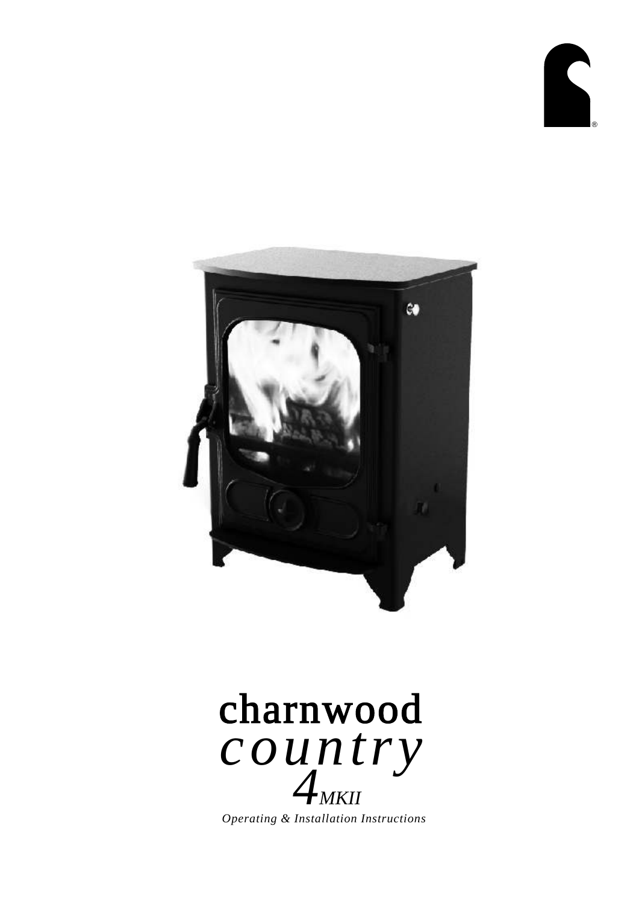# charnwood

# *country*

## *4MKII*

*Operating & Installation Instructions*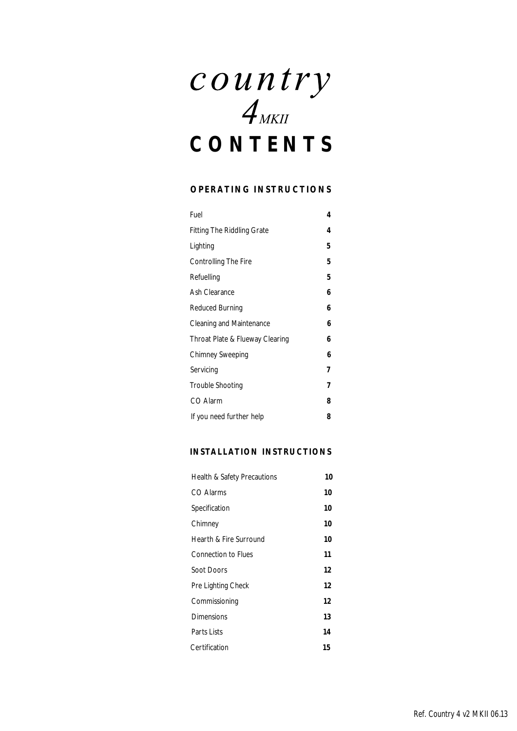# *country* *4* *MKII*

# CONTENTS

## OPERATING INSTRUCTIONS

| | |
|---|---|
| Fuel | **4** |
| Fitting The Riddling Grate | **4** |
| Lighting | **5** |
| Controlling The Fire | **5** |
| Refuelling | **5** |
| Ash Clearance | **6** |
| Reduced Burning | **6** |
| Cleaning and Maintenance | **6** |
| Throat Plate & Flueway Clearing | **6** |
| Chimney Sweeping | **6** |
| Servicing | **7** |
| Trouble Shooting | **7** |
| CO Alarm | **8** |
| If you need further help | **8** |

## INSTALLATION INSTRUCTIONS

| | |
|---|---|
| Health & Safety Precautions | **10** |
| CO Alarms | **10** |
| Specification | **10** |
| Chimney | **10** |
| Hearth & Fire Surround | **10** |
| Connection to Flues | **11** |
| Soot Doors | **12** |
| Pre Lighting Check | **12** |
| Commissioning | **12** |
| Dimensions | **13** |
| Parts Lists | **14** |
| Certification | **15** |

Ref. Country 4 v2 MKII 06.13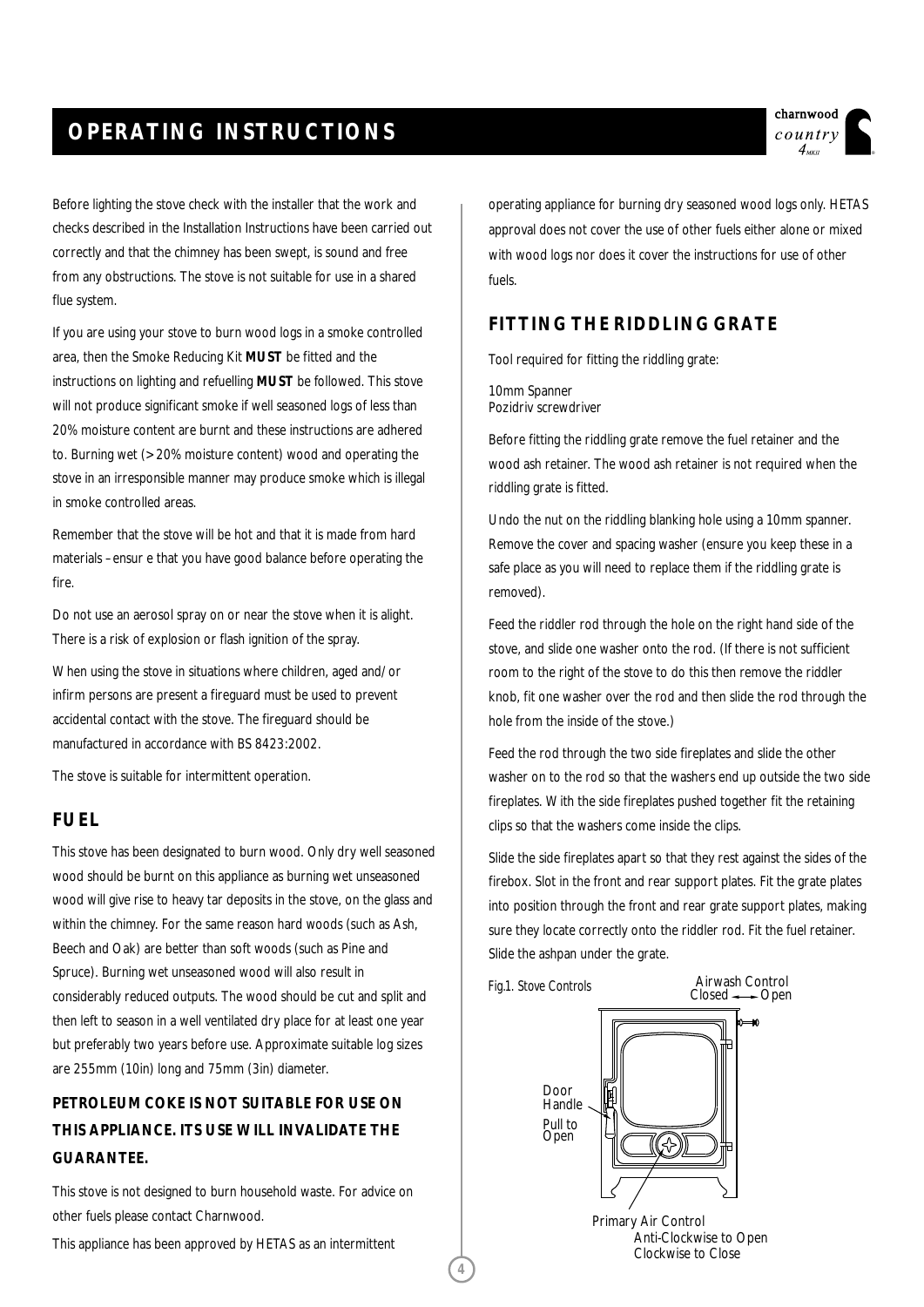# OPERATING INSTRUCTIONS

Before lighting the stove check with the installer that the work and checks described in the Installation Instructions have been carried out correctly and that the chimney has been swept, is sound and free from any obstructions. The stove is not suitable for use in a shared flue system.

If you are using your stove to burn wood logs in a smoke controlled area, then the Smoke Reducing Kit **MUST** be fitted and the instructions on lighting and refuelling **MUST** be followed. This stove will not produce significant smoke if well seasoned logs of less than 20% moisture content are burnt and these instructions are adhered to. Burning wet (>20% moisture content) wood and operating the stove in an irresponsible manner may produce smoke which is illegal in smoke controlled areas.

Remember that the stove will be hot and that it is made from hard materials – ensure that you have good balance before operating the fire.

Do not use an aerosol spray on or near the stove when it is alight. There is a risk of explosion or flash ignition of the spray.

When using the stove in situations where children, aged and/or infirm persons are present a fireguard must be used to prevent accidental contact with the stove. The fireguard should be manufactured in accordance with BS 8423:2002.

The stove is suitable for intermittent operation.

## FUEL

This stove has been designated to burn wood. Only dry well seasoned wood should be burnt on this appliance as burning wet unseasoned wood will give rise to heavy tar deposits in the stove, on the glass and within the chimney. For the same reason hard woods (such as Ash, Beech and Oak) are better than soft woods (such as Pine and Spruce). Burning wet unseasoned wood will also result in considerably reduced outputs. The wood should be cut and split and then left to season in a well ventilated dry place for at least one year but preferably two years before use. Approximate suitable log sizes are 255mm (10in) long and 75mm (3in) diameter.

**PETROLEUM COKE IS NOT SUITABLE FOR USE ON THIS APPLIANCE. ITS USE WILL INVALIDATE THE GUARANTEE.**

This stove is not designed to burn household waste. For advice on other fuels please contact Charnwood.

This appliance has been approved by HETAS as an intermittent operating appliance for burning dry seasoned wood logs only. HETAS approval does not cover the use of other fuels either alone or mixed with wood logs nor does it cover the instructions for use of other fuels.

## FITTING THE RIDDLING GRATE

Tool required for fitting the riddling grate:

10mm Spanner
Pozidriv screwdriver

Before fitting the riddling grate remove the fuel retainer and the wood ash retainer. The wood ash retainer is not required when the riddling grate is fitted.

Undo the nut on the riddling blanking hole using a 10mm spanner. Remove the cover and spacing washer (ensure you keep these in a safe place as you will need to replace them if the riddling grate is removed).

Feed the riddler rod through the hole on the right hand side of the stove, and slide one washer onto the rod. (If there is not sufficient room to the right of the stove to do this then remove the riddler knob, fit one washer over the rod and then slide the rod through the hole from the inside of the stove.)

Feed the rod through the two side fireplates and slide the other washer on to the rod so that the washers end up outside the two side fireplates. With the side fireplates pushed together fit the retaining clips so that the washers come inside the clips.

Slide the side fireplates apart so that they rest against the sides of the firebox. Slot in the front and rear support plates. Fit the grate plates into position through the front and rear grate support plates, making sure they locate correctly onto the riddler rod. Fit the fuel retainer. Slide the ashpan under the grate.

Fig.1. Stove Controls

Airwash Control
Closed ←→ Open

Door Handle
Pull to Open

Primary Air Control
Anti-Clockwise to Open
Clockwise to Close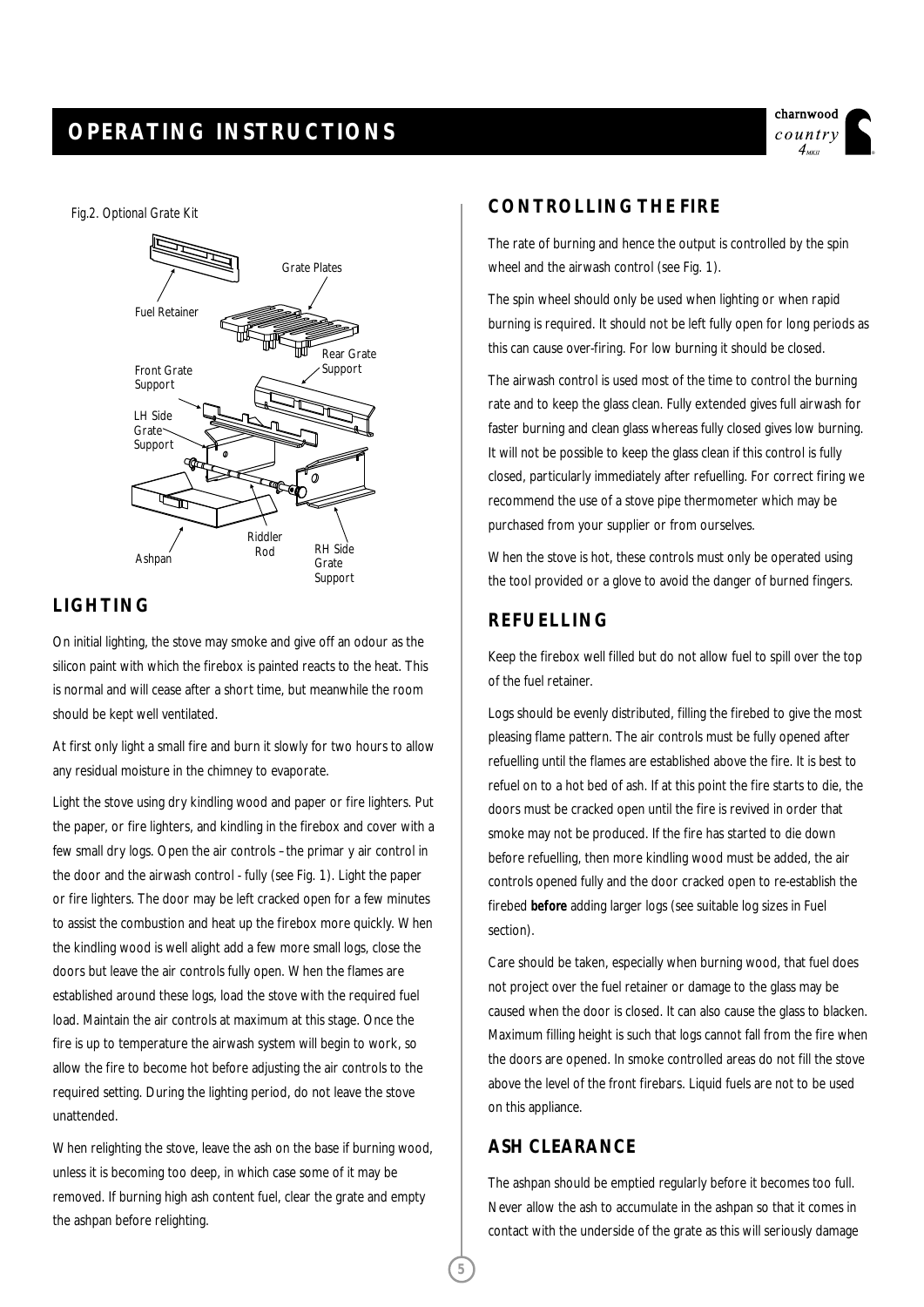# OPERATING INSTRUCTIONS

Fig.2. Optional Grate Kit

Fuel Retainer

Grate Plates

Rear Grate Support

Front Grate Support

LH Side Grate Support

Riddler Rod

Ashpan

RH Side Grate Support

## LIGHTING

On initial lighting, the stove may smoke and give off an odour as the silicon paint with which the firebox is painted reacts to the heat. This is normal and will cease after a short time, but meanwhile the room should be kept well ventilated.

At first only light a small fire and burn it slowly for two hours to allow any residual moisture in the chimney to evaporate.

Light the stove using dry kindling wood and paper or fire lighters. Put the paper, or fire lighters, and kindling in the firebox and cover with a few small dry logs. Open the air controls – the primar y air control in the door and the airwash control - fully (see Fig. 1). Light the paper or fire lighters. The door may be left cracked open for a few minutes to assist the combustion and heat up the firebox more quickly. When the kindling wood is well alight add a few more small logs, close the doors but leave the air controls fully open. When the flames are established around these logs, load the stove with the required fuel load. Maintain the air controls at maximum at this stage. Once the fire is up to temperature the airwash system will begin to work, so allow the fire to become hot before adjusting the air controls to the required setting. During the lighting period, do not leave the stove unattended.

When relighting the stove, leave the ash on the base if burning wood, unless it is becoming too deep, in which case some of it may be removed. If burning high ash content fuel, clear the grate and empty the ashpan before relighting.

## CONTROLLING THE FIRE

The rate of burning and hence the output is controlled by the spin wheel and the airwash control (see Fig. 1).

The spin wheel should only be used when lighting or when rapid burning is required. It should not be left fully open for long periods as this can cause over-firing. For low burning it should be closed.

The airwash control is used most of the time to control the burning rate and to keep the glass clean. Fully extended gives full airwash for faster burning and clean glass whereas fully closed gives low burning. It will not be possible to keep the glass clean if this control is fully closed, particularly immediately after refuelling. For correct firing we recommend the use of a stove pipe thermometer which may be purchased from your supplier or from ourselves.

When the stove is hot, these controls must only be operated using the tool provided or a glove to avoid the danger of burned fingers.

## REFUELLING

Keep the firebox well filled but do not allow fuel to spill over the top of the fuel retainer.

Logs should be evenly distributed, filling the firebed to give the most pleasing flame pattern. The air controls must be fully opened after refuelling until the flames are established above the fire. It is best to refuel on to a hot bed of ash. If at this point the fire starts to die, the doors must be cracked open until the fire is revived in order that smoke may not be produced. If the fire has started to die down before refuelling, then more kindling wood must be added, the air controls opened fully and the door cracked open to re-establish the firebed **before** adding larger logs (see suitable log sizes in Fuel section).

Care should be taken, especially when burning wood, that fuel does not project over the fuel retainer or damage to the glass may be caused when the door is closed. It can also cause the glass to blacken. Maximum filling height is such that logs cannot fall from the fire when the doors are opened. In smoke controlled areas do not fill the stove above the level of the front firebars. Liquid fuels are not to be used on this appliance.

## ASH CLEARANCE

The ashpan should be emptied regularly before it becomes too full. Never allow the ash to accumulate in the ashpan so that it comes in contact with the underside of the grate as this will seriously damage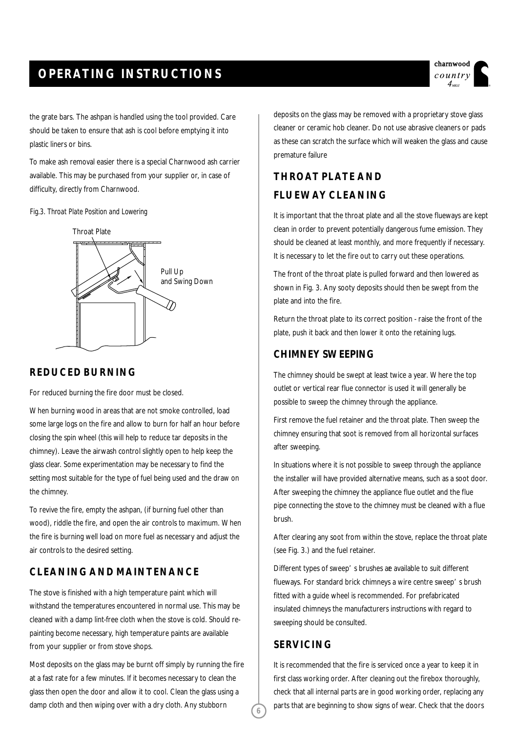the grate bars. The ashpan is handled using the tool provided. Care should be taken to ensure that ash is cool before emptying it into plastic liners or bins.

To make ash removal easier there is a special Charnwood ash carrier available. This may be purchased from your supplier or, in case of difficulty, directly from Charnwood.

*Fig.3. Throat Plate Position and Lowering*

Throat Plate

Pull Up and Swing Down

## REDUCED BURNING

For reduced burning the fire door must be closed.

When burning wood in areas that are not smoke controlled, load some large logs on the fire and allow to burn for half an hour before closing the spin wheel (this will help to reduce tar deposits in the chimney). Leave the airwash control slightly open to help keep the glass clear. Some experimentation may be necessary to find the setting most suitable for the type of fuel being used and the draw on the chimney.

To revive the fire, empty the ashpan, (if burning fuel other than wood), riddle the fire, and open the air controls to maximum. When the fire is burning well load on more fuel as necessary and adjust the air controls to the desired setting.

## CLEANING AND MAINTENANCE

The stove is finished with a high temperature paint which will withstand the temperatures encountered in normal use. This may be cleaned with a damp lint-free cloth when the stove is cold. Should re-painting become necessary, high temperature paints are available from your supplier or from stove shops.

Most deposits on the glass may be burnt off simply by running the fire at a fast rate for a few minutes. If it becomes necessary to clean the glass then open the door and allow it to cool. Clean the glass using a damp cloth and then wiping over with a dry cloth. Any stubborn deposits on the glass may be removed with a proprietary stove glass cleaner or ceramic hob cleaner. Do not use abrasive cleaners or pads as these can scratch the surface which will weaken the glass and cause premature failure

## THROAT PLATE AND FLUEWAY CLEANING

It is important that the throat plate and all the stove flueways are kept clean in order to prevent potentially dangerous fume emission. They should be cleaned at least monthly, and more frequently if necessary. It is necessary to let the fire out to carry out these operations.

The front of the throat plate is pulled forward and then lowered as shown in Fig. 3. Any sooty deposits should then be swept from the plate and into the fire.

Return the throat plate to its correct position - raise the front of the plate, push it back and then lower it onto the retaining lugs.

## CHIMNEY SWEEPING

The chimney should be swept at least twice a year. Where the top outlet or vertical rear flue connector is used it will generally be possible to sweep the chimney through the appliance.

First remove the fuel retainer and the throat plate. Then sweep the chimney ensuring that soot is removed from all horizontal surfaces after sweeping.

In situations where it is not possible to sweep through the appliance the installer will have provided alternative means, such as a soot door. After sweeping the chimney the appliance flue outlet and the flue pipe connecting the stove to the chimney must be cleaned with a flue brush.

After clearing any soot from within the stove, replace the throat plate (see Fig. 3.) and the fuel retainer.

Different types of sweep's brushes ae available to suit different flueways. For standard brick chimneys a wire centre sweep's brush fitted with a guide wheel is recommended. For prefabricated insulated chimneys the manufacturers instructions with regard to sweeping should be consulted.

## SERVICING

It is recommended that the fire is serviced once a year to keep it in first class working order. After cleaning out the firebox thoroughly, check that all internal parts are in good working order, replacing any parts that are beginning to show signs of wear. Check that the doors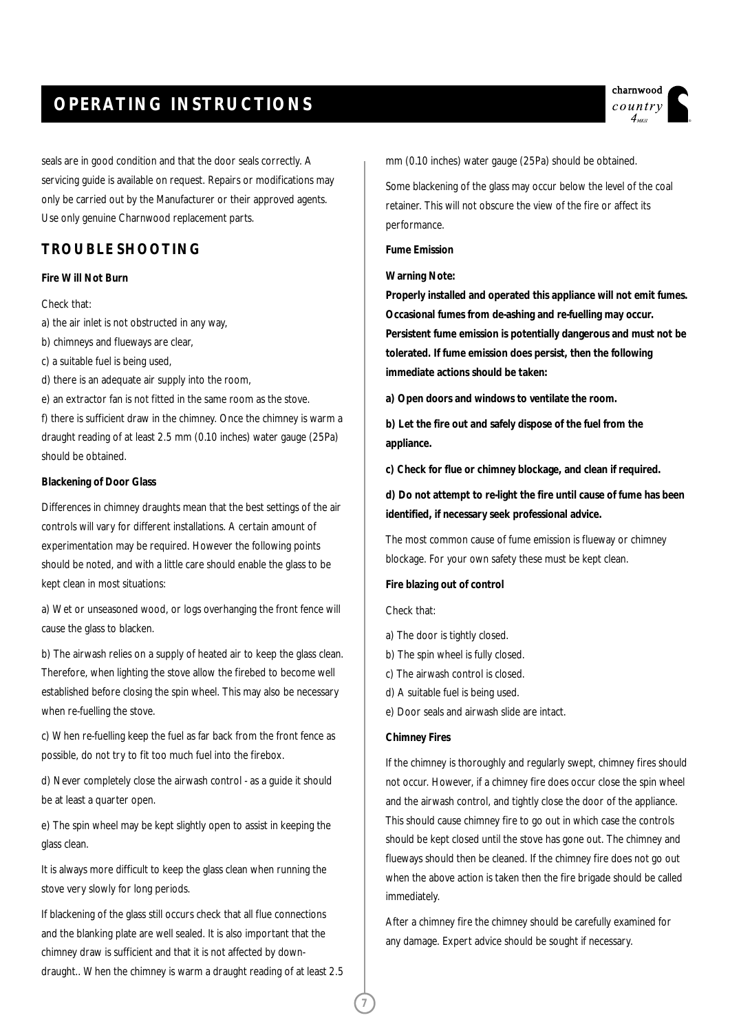seals are in good condition and that the door seals correctly. A servicing guide is available on request. Repairs or modifications may only be carried out by the Manufacturer or their approved agents. Use only genuine Charnwood replacement parts.

## TROUBLESHOOTING

**Fire Will Not Burn**

Check that:

a) the air inlet is not obstructed in any way,

b) chimneys and flueways are clear,

c) a suitable fuel is being used,

d) there is an adequate air supply into the room,

e) an extractor fan is not fitted in the same room as the stove.

f) there is sufficient draw in the chimney. Once the chimney is warm a draught reading of at least 2.5 mm (0.10 inches) water gauge (25Pa) should be obtained.

**Blackening of Door Glass**

Differences in chimney draughts mean that the best settings of the air controls will vary for different installations. A certain amount of experimentation may be required. However the following points should be noted, and with a little care should enable the glass to be kept clean in most situations:

a) Wet or unseasoned wood, or logs overhanging the front fence will cause the glass to blacken.

b) The airwash relies on a supply of heated air to keep the glass clean. Therefore, when lighting the stove allow the firebed to become well established before closing the spin wheel. This may also be necessary when re-fuelling the stove.

c) When re-fuelling keep the fuel as far back from the front fence as possible, do not try to fit too much fuel into the firebox.

d) Never completely close the airwash control - as a guide it should be at least a quarter open.

e) The spin wheel may be kept slightly open to assist in keeping the glass clean.

It is always more difficult to keep the glass clean when running the stove very slowly for long periods.

If blackening of the glass still occurs check that all flue connections and the blanking plate are well sealed. It is also important that the chimney draw is sufficient and that it is not affected by down-draught.. When the chimney is warm a draught reading of at least 2.5 mm (0.10 inches) water gauge (25Pa) should be obtained.

Some blackening of the glass may occur below the level of the coal retainer. This will not obscure the view of the fire or affect its performance.

**Fume Emission**

**Warning Note:**

**Properly installed and operated this appliance will not emit fumes. Occasional fumes from de-ashing and re-fuelling may occur. Persistent fume emission is potentially dangerous and must not be tolerated. If fume emission does persist, then the following immediate actions should be taken:**

**a) Open doors and windows to ventilate the room.**

**b) Let the fire out and safely dispose of the fuel from the appliance.**

**c) Check for flue or chimney blockage, and clean if required.**

**d) Do not attempt to re-light the fire until cause of fume has been identified, if necessary seek professional advice.**

The most common cause of fume emission is flueway or chimney blockage. For your own safety these must be kept clean.

**Fire blazing out of control**

Check that:

a) The door is tightly closed.

b) The spin wheel is fully closed.

c) The airwash control is closed.

d) A suitable fuel is being used.

e) Door seals and airwash slide are intact.

**Chimney Fires**

If the chimney is thoroughly and regularly swept, chimney fires should not occur. However, if a chimney fire does occur close the spin wheel and the airwash control, and tightly close the door of the appliance. This should cause chimney fire to go out in which case the controls should be kept closed until the stove has gone out. The chimney and flueways should then be cleaned. If the chimney fire does not go out when the above action is taken then the fire brigade should be called immediately.

After a chimney fire the chimney should be carefully examined for any damage. Expert advice should be sought if necessary.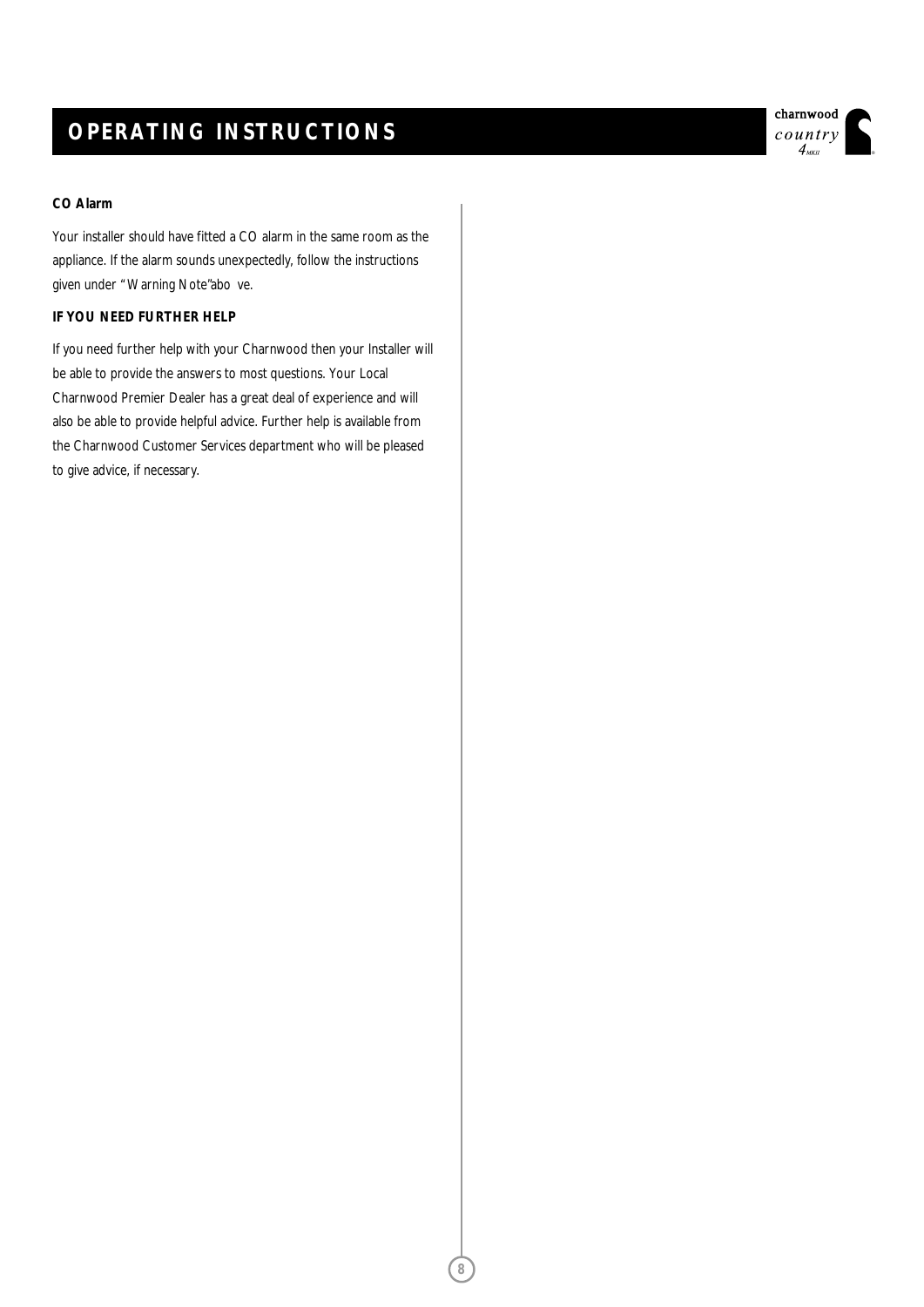**CO Alarm**

Your installer should have fitted a CO alarm in the same room as the appliance. If the alarm sounds unexpectedly, follow the instructions given under "Warning Note" above.

**IF YOU NEED FURTHER HELP**

If you need further help with your Charnwood then your Installer will be able to provide the answers to most questions. Your Local Charnwood Premier Dealer has a great deal of experience and will also be able to provide helpful advice. Further help is available from the Charnwood Customer Services department who will be pleased to give advice, if necessary.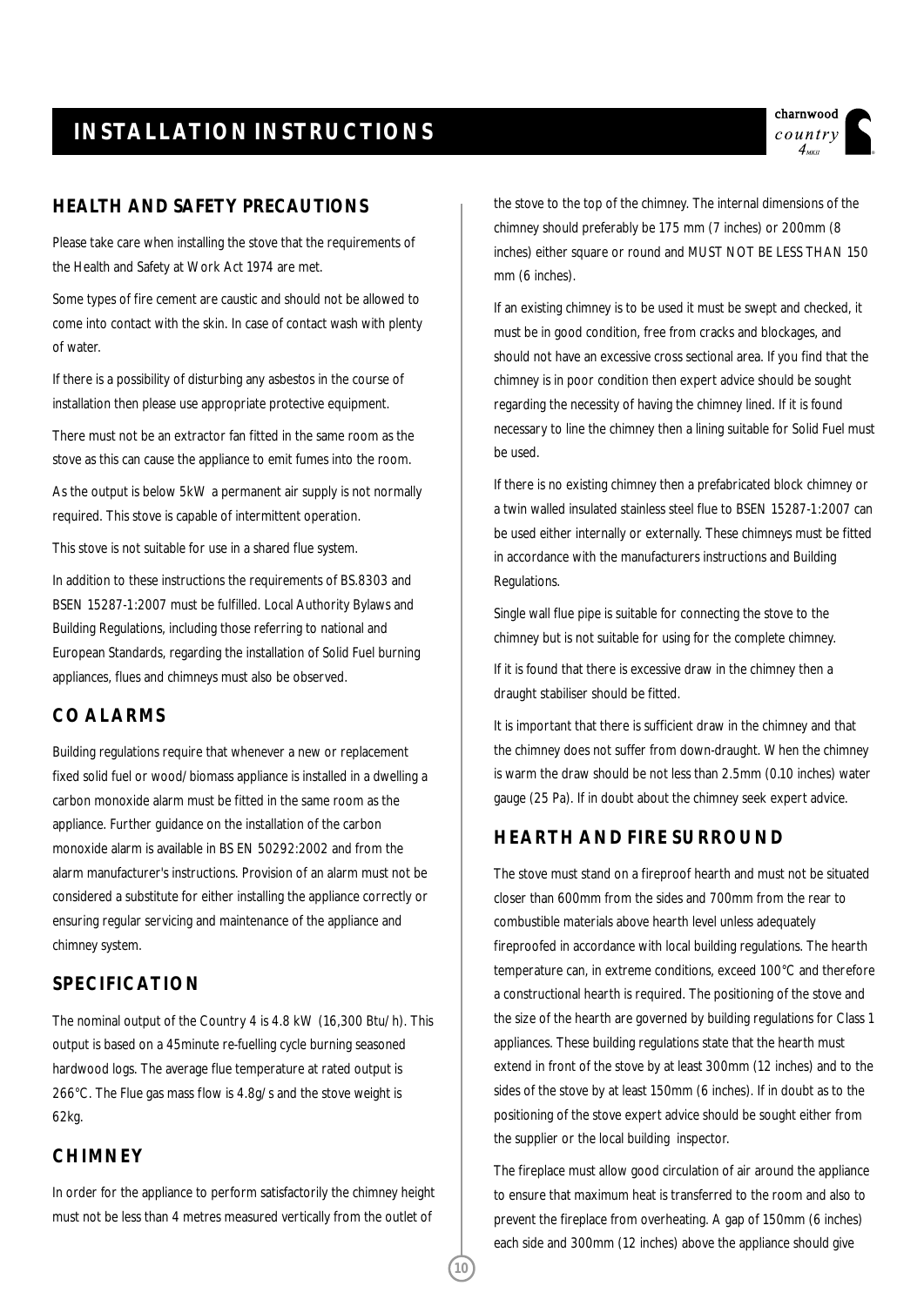# INSTALLATION INSTRUCTIONS

## HEALTH AND SAFETY PRECAUTIONS

Please take care when installing the stove that the requirements of the Health and Safety at Work Act 1974 are met.

Some types of fire cement are caustic and should not be allowed to come into contact with the skin. In case of contact wash with plenty of water.

If there is a possibility of disturbing any asbestos in the course of installation then please use appropriate protective equipment.

There must not be an extractor fan fitted in the same room as the stove as this can cause the appliance to emit fumes into the room.

As the output is below 5kW a permanent air supply is not normally required. This stove is capable of intermittent operation.

This stove is not suitable for use in a shared flue system.

In addition to these instructions the requirements of BS.8303 and BSEN 15287-1:2007 must be fulfilled. Local Authority Bylaws and Building Regulations, including those referring to national and European Standards, regarding the installation of Solid Fuel burning appliances, flues and chimneys must also be observed.

## CO ALARMS

Building regulations require that whenever a new or replacement fixed solid fuel or wood/biomass appliance is installed in a dwelling a carbon monoxide alarm must be fitted in the same room as the appliance. Further guidance on the installation of the carbon monoxide alarm is available in BS EN 50292:2002 and from the alarm manufacturer's instructions. Provision of an alarm must not be considered a substitute for either installing the appliance correctly or ensuring regular servicing and maintenance of the appliance and chimney system.

## SPECIFICATION

The nominal output of the Country 4 is 4.8 kW (16,300 Btu/h). This output is based on a 45minute re-fuelling cycle burning seasoned hardwood logs. The average flue temperature at rated output is 266°C. The Flue gas mass flow is 4.8g/s and the stove weight is 62kg.

## CHIMNEY

In order for the appliance to perform satisfactorily the chimney height must not be less than 4 metres measured vertically from the outlet of the stove to the top of the chimney. The internal dimensions of the chimney should preferably be 175 mm (7 inches) or 200mm (8 inches) either square or round and MUST NOT BE LESS THAN 150 mm (6 inches).

If an existing chimney is to be used it must be swept and checked, it must be in good condition, free from cracks and blockages, and should not have an excessive cross sectional area. If you find that the chimney is in poor condition then expert advice should be sought regarding the necessity of having the chimney lined. If it is found necessary to line the chimney then a lining suitable for Solid Fuel must be used.

If there is no existing chimney then a prefabricated block chimney or a twin walled insulated stainless steel flue to BSEN 15287-1:2007 can be used either internally or externally. These chimneys must be fitted in accordance with the manufacturers instructions and Building Regulations.

Single wall flue pipe is suitable for connecting the stove to the chimney but is not suitable for using for the complete chimney.

If it is found that there is excessive draw in the chimney then a draught stabiliser should be fitted.

It is important that there is sufficient draw in the chimney and that the chimney does not suffer from down-draught. When the chimney is warm the draw should be not less than 2.5mm (0.10 inches) water gauge (25 Pa). If in doubt about the chimney seek expert advice.

## HEARTH AND FIRE SURROUND

The stove must stand on a fireproof hearth and must not be situated closer than 600mm from the sides and 700mm from the rear to combustible materials above hearth level unless adequately fireproofed in accordance with local building regulations. The hearth temperature can, in extreme conditions, exceed 100°C and therefore a constructional hearth is required. The positioning of the stove and the size of the hearth are governed by building regulations for Class 1 appliances. These building regulations state that the hearth must extend in front of the stove by at least 300mm (12 inches) and to the sides of the stove by at least 150mm (6 inches). If in doubt as to the positioning of the stove expert advice should be sought either from the supplier or the local building inspector.

The fireplace must allow good circulation of air around the appliance to ensure that maximum heat is transferred to the room and also to prevent the fireplace from overheating. A gap of 150mm (6 inches) each side and 300mm (12 inches) above the appliance should give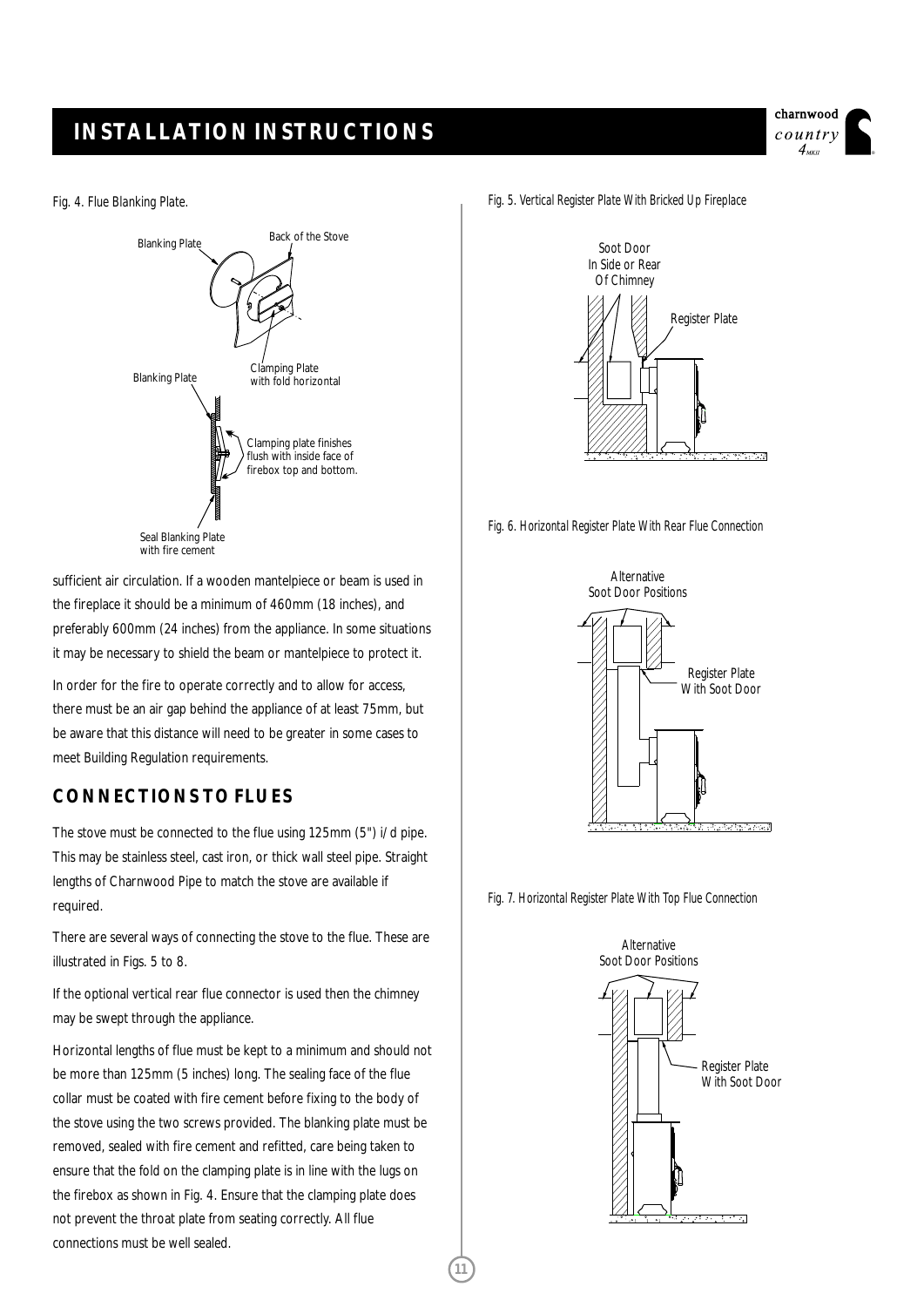Fig. 4. Flue Blanking Plate.

Fig. 5. Vertical Register Plate With Bricked Up Fireplace

Fig. 6. Horizontal Register Plate With Rear Flue Connection

Fig. 7. Horizontal Register Plate With Top Flue Connection

sufficient air circulation. If a wooden mantelpiece or beam is used in the fireplace it should be a minimum of 460mm (18 inches), and preferably 600mm (24 inches) from the appliance. In some situations it may be necessary to shield the beam or mantelpiece to protect it.

In order for the fire to operate correctly and to allow for access, there must be an air gap behind the appliance of at least 75mm, but be aware that this distance will need to be greater in some cases to meet Building Regulation requirements.

## CONNECTIONS TO FLUES

The stove must be connected to the flue using 125mm (5") i/d pipe. This may be stainless steel, cast iron, or thick wall steel pipe. Straight lengths of Charnwood Pipe to match the stove are available if required.

There are several ways of connecting the stove to the flue. These are illustrated in Figs. 5 to 8.

If the optional vertical rear flue connector is used then the chimney may be swept through the appliance.

Horizontal lengths of flue must be kept to a minimum and should not be more than 125mm (5 inches) long. The sealing face of the flue collar must be coated with fire cement before fixing to the body of the stove using the two screws provided. The blanking plate must be removed, sealed with fire cement and refitted, care being taken to ensure that the fold on the clamping plate is in line with the lugs on the firebox as shown in Fig. 4. Ensure that the clamping plate does not prevent the throat plate from seating correctly. All flue connections must be well sealed.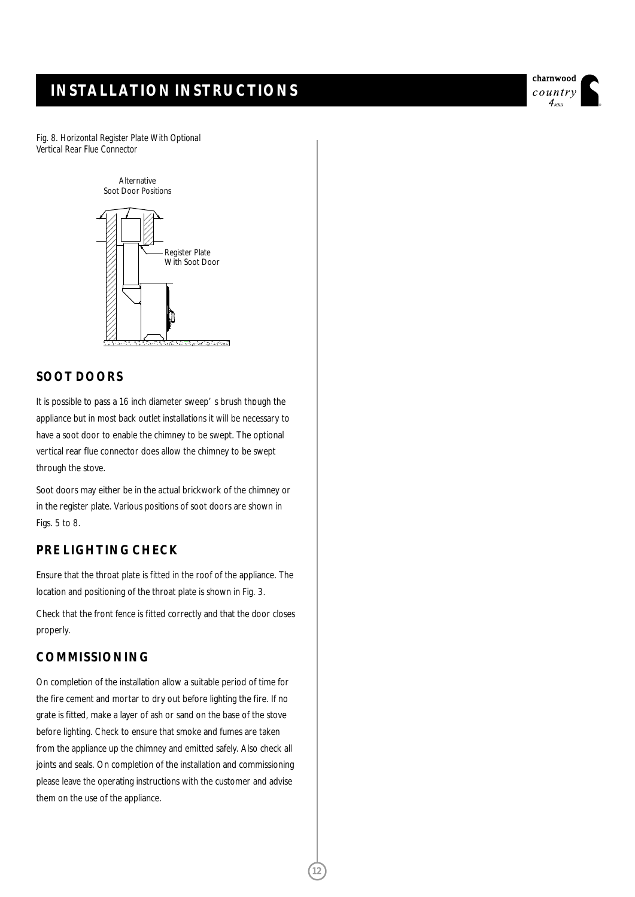Fig. 8. Horizontal Register Plate With Optional Vertical Rear Flue Connector

Alternative Soot Door Positions

Register Plate With Soot Door

## SOOT DOORS

It is possible to pass a 16 inch diameter sweep's brush through the appliance but in most back outlet installations it will be necessary to have a soot door to enable the chimney to be swept. The optional vertical rear flue connector does allow the chimney to be swept through the stove.

Soot doors may either be in the actual brickwork of the chimney or in the register plate. Various positions of soot doors are shown in Figs. 5 to 8.

## PRE LIGHTING CHECK

Ensure that the throat plate is fitted in the roof of the appliance. The location and positioning of the throat plate is shown in Fig. 3.

Check that the front fence is fitted correctly and that the door closes properly.

## COMMISSIONING

On completion of the installation allow a suitable period of time for the fire cement and mortar to dry out before lighting the fire. If no grate is fitted, make a layer of ash or sand on the base of the stove before lighting. Check to ensure that smoke and fumes are taken from the appliance up the chimney and emitted safely. Also check all joints and seals. On completion of the installation and commissioning please leave the operating instructions with the customer and advise them on the use of the appliance.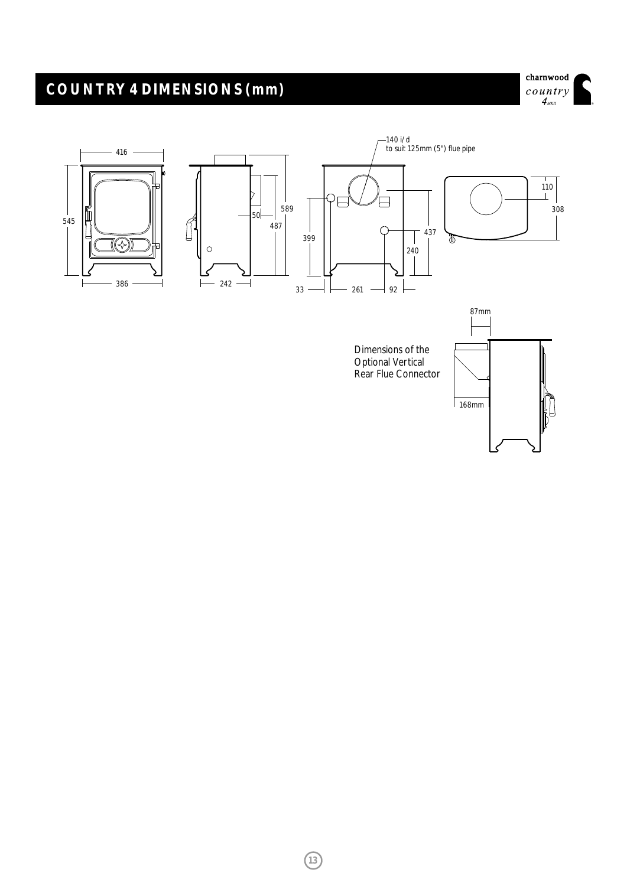# COUNTRY 4 DIMENSIONS (mm)

charnwood
*country*
*4 MKII*

416

545

386

50

589

487

242

140 i/d
to suit 125mm (5") flue pipe

399

437

240

33

261

92

110

308

87mm

Dimensions of the Optional Vertical Rear Flue Connector

168mm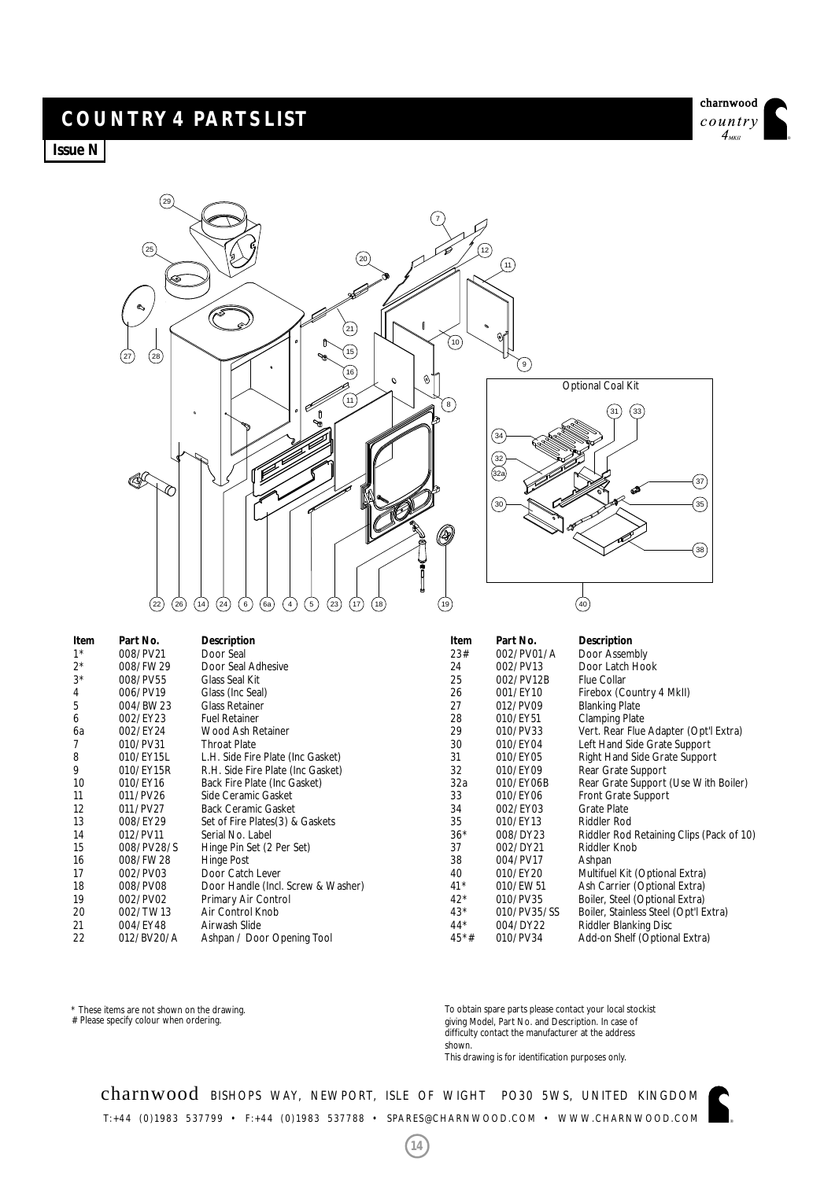# COUNTRY 4 PARTS LIST

**Issue N**

Optional Coal Kit

| Item | Part No. | Description |
|---|---|---|
| 1* | 008/PV21 | Door Seal |
| 2* | 008/FW29 | Door Seal Adhesive |
| 3* | 008/PV55 | Glass Seal Kit |
| 4 | 006/PV19 | Glass (Inc Seal) |
| 5 | 004/BW23 | Glass Retainer |
| 6 | 002/EY23 | Fuel Retainer |
| 6a | 002/EY24 | Wood Ash Retainer |
| 7 | 010/PV31 | Throat Plate |
| 8 | 010/EY15L | L.H. Side Fire Plate (Inc Gasket) |
| 9 | 010/EY15R | R.H. Side Fire Plate (Inc Gasket) |
| 10 | 010/EY16 | Back Fire Plate (Inc Gasket) |
| 11 | 011/PV26 | Side Ceramic Gasket |
| 12 | 011/PV27 | Back Ceramic Gasket |
| 13 | 008/EY29 | Set of Fire Plates(3) & Gaskets |
| 14 | 012/PV11 | Serial No. Label |
| 15 | 008/PV28/S | Hinge Pin Set (2 Per Set) |
| 16 | 008/FW28 | Hinge Post |
| 17 | 002/PV03 | Door Catch Lever |
| 18 | 008/PV08 | Door Handle (Incl. Screw & Washer) |
| 19 | 002/PV02 | Primary Air Control |
| 20 | 002/TW13 | Air Control Knob |
| 21 | 004/EY48 | Airwash Slide |
| 22 | 012/BV20/A | Ashpan / Door Opening Tool |
| 23# | 002/PV01/A | Door Assembly |
| 24 | 002/PV13 | Door Latch Hook |
| 25 | 002/PV12B | Flue Collar |
| 26 | 001/EY10 | Firebox (Country 4 MkII) |
| 27 | 012/PV09 | Blanking Plate |
| 28 | 010/EY51 | Clamping Plate |
| 29 | 010/PV33 | Vert. Rear Flue Adapter (Opt'l Extra) |
| 30 | 010/EY04 | Left Hand Side Grate Support |
| 31 | 010/EY05 | Right Hand Side Grate Support |
| 32 | 010/EY09 | Rear Grate Support |
| 32a | 010/EY06B | Rear Grate Support (Use With Boiler) |
| 33 | 010/EY06 | Front Grate Support |
| 34 | 002/EY03 | Grate Plate |
| 35 | 010/EY13 | Riddler Rod |
| 36* | 008/DY23 | Riddler Rod Retaining Clips (Pack of 10) |
| 37 | 002/DY21 | Riddler Knob |
| 38 | 004/PV17 | Ashpan |
| 40 | 010/EY20 | Multifuel Kit (Optional Extra) |
| 41* | 010/EW51 | Ash Carrier (Optional Extra) |
| 42* | 010/PV35 | Boiler, Steel (Optional Extra) |
| 43* | 010/PV35/SS | Boiler, Stainless Steel (Opt'l Extra) |
| 44* | 004/DY22 | Riddler Blanking Disc |
| 45*# | 010/PV34 | Add-on Shelf (Optional Extra) |

\* These items are not shown on the drawing.
# Please specify colour when ordering.

To obtain spare parts please contact your local stockist giving Model, Part No. and Description. In case of difficulty contact the manufacturer at the address shown.
This drawing is for identification purposes only.

charnwood BISHOPS WAY, NEWPORT, ISLE OF WIGHT PO30 5WS, UNITED KINGDOM
T:+44 (0)1983 537799 • F:+44 (0)1983 537788 • SPARES@CHARNWOOD.COM • WWW.CHARNWOOD.COM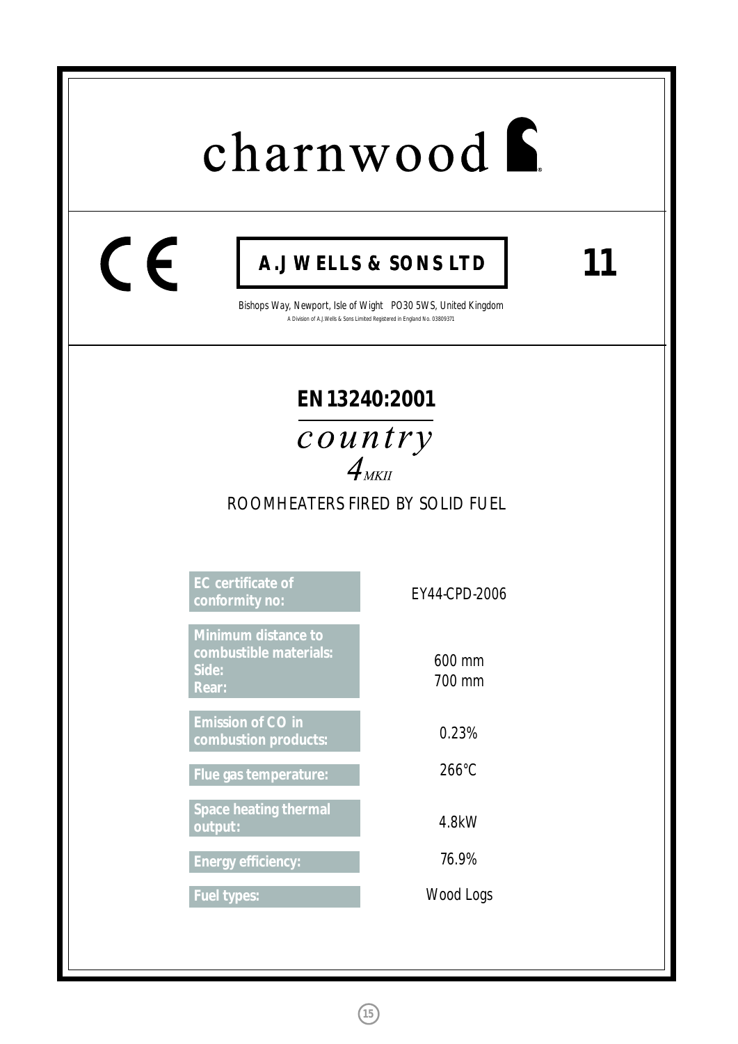# charnwood

CE

**A.J WELLS & SONS LTD**

**11**

Bishops Way, Newport, Isle of Wight PO30 5WS, United Kingdom

A Division of A.J.Wells & Sons Limited Registered in England No. 03809371

## EN 13240:2001

*country*

*4 MKII*

ROOMHEATERS FIRED BY SOLID FUEL

| | |
|---|---|
| **EC certificate of conformity no:** | EY44-CPD-2006 |
| **Minimum distance to combustible materials: Side: Rear:** | 600 mm 700 mm |
| **Emission of CO in combustion products:** | 0.23% |
| **Flue gas temperature:** | 266°C |
| **Space heating thermal output:** | 4.8kW |
| **Energy efficiency:** | 76.9% |
| **Fuel types:** | Wood Logs |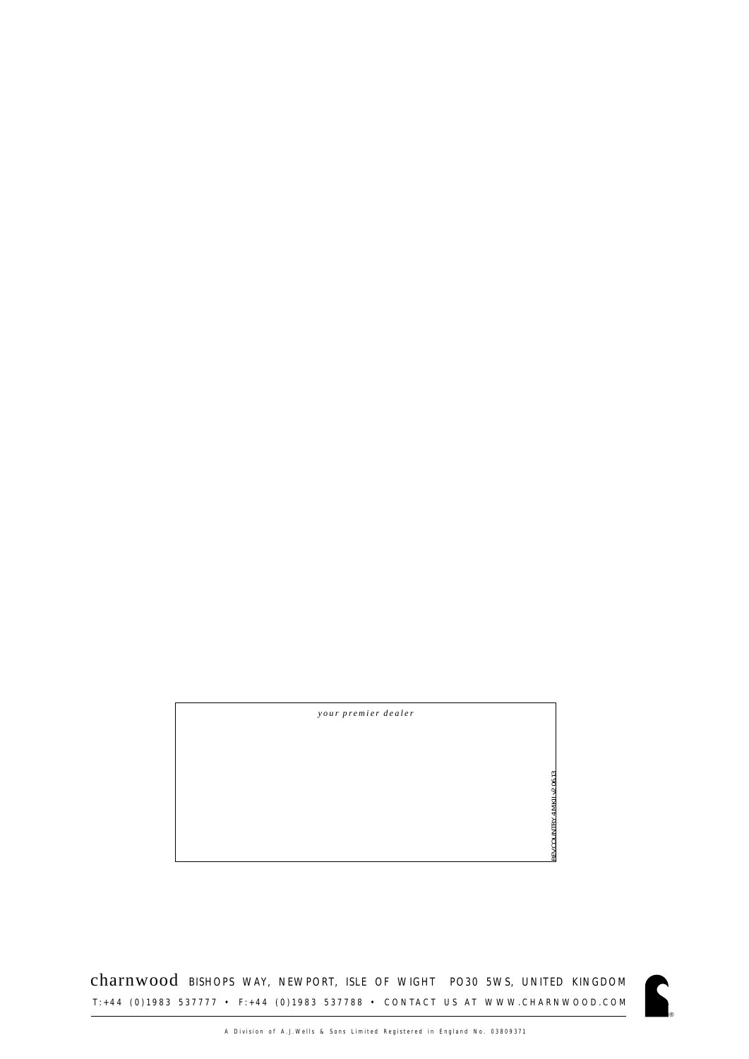*your premier dealer*

REV.COUNTRY 4 MKII v2 0613

charnwood BISHOPS WAY, NEWPORT, ISLE OF WIGHT PO30 5WS, UNITED KINGDOM

T:+44 (0)1983 537777 • F:+44 (0)1983 537788 • CONTACT US AT WWW.CHARNWOOD.COM

A Division of A.J.Wells & Sons Limited Registered in England No. 03809371